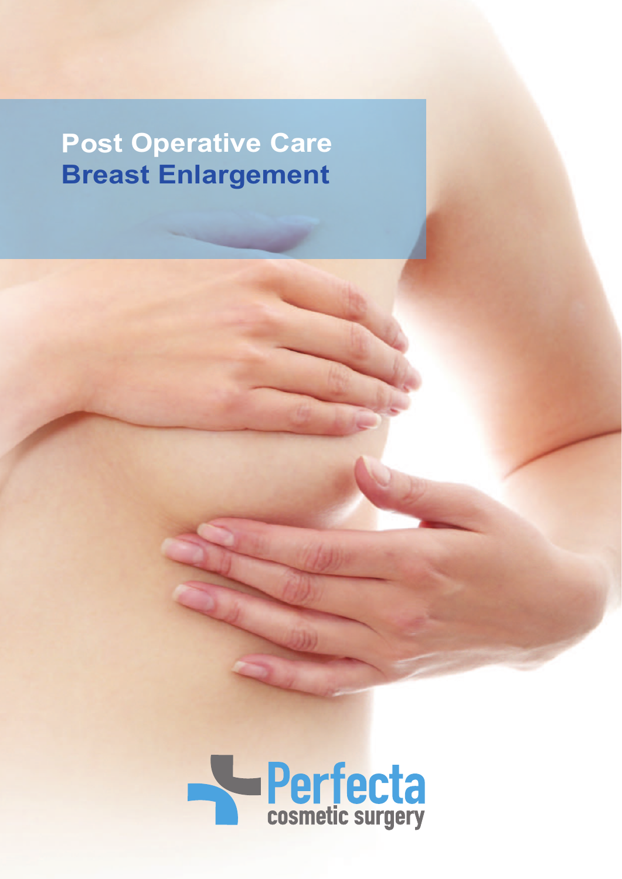# Post Operative Care
## Breast Enlargement

Perfecta
cosmetic surgery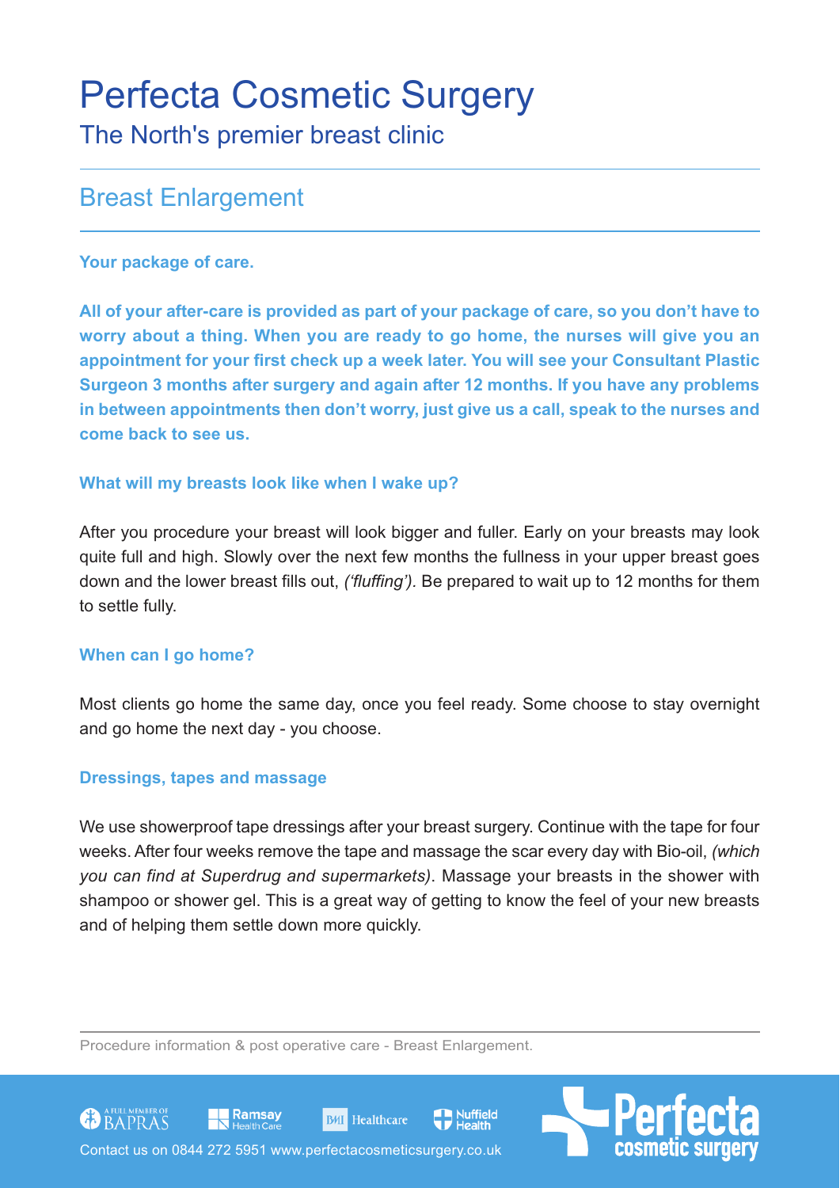# Perfecta Cosmetic Surgery

The North's premier breast clinic

## Breast Enlargement

### Your package of care.

**All of your after-care is provided as part of your package of care, so you don't have to worry about a thing. When you are ready to go home, the nurses will give you an appointment for your first check up a week later. You will see your Consultant Plastic Surgeon 3 months after surgery and again after 12 months. If you have any problems in between appointments then don't worry, just give us a call, speak to the nurses and come back to see us.**

### What will my breasts look like when I wake up?

After you procedure your breast will look bigger and fuller. Early on your breasts may look quite full and high. Slowly over the next few months the fullness in your upper breast goes down and the lower breast fills out, *('fluffing').* Be prepared to wait up to 12 months for them to settle fully.

### When can I go home?

Most clients go home the same day, once you feel ready. Some choose to stay overnight and go home the next day - you choose.

### Dressings, tapes and massage

We use showerproof tape dressings after your breast surgery. Continue with the tape for four weeks. After four weeks remove the tape and massage the scar every day with Bio-oil, *(which you can find at Superdrug and supermarkets)*. Massage your breasts in the shower with shampoo or shower gel. This is a great way of getting to know the feel of your new breasts and of helping them settle down more quickly.

Procedure information & post operative care - Breast Enlargement.

A FULL MEMBER OF BAPRAS · Ramsay Health Care · BMI Healthcare · Nuffield Health

Contact us on 0844 272 5951 www.perfectacosmeticsurgery.co.uk

Perfecta cosmetic surgery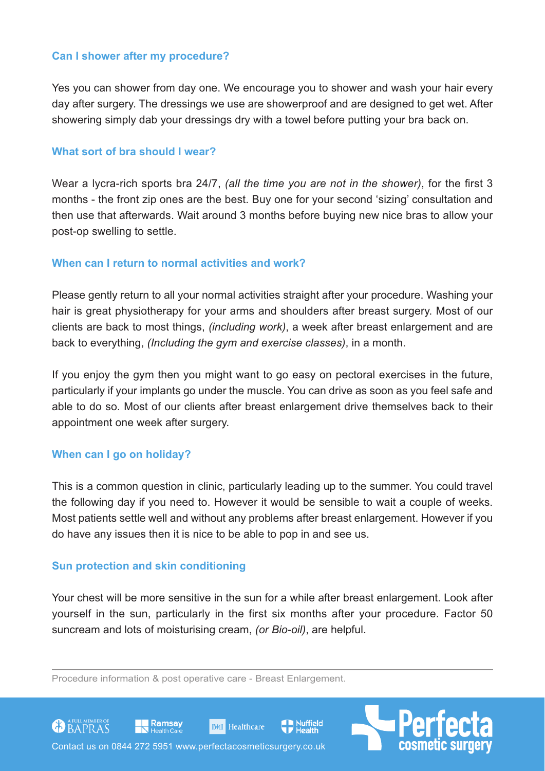### Can I shower after my procedure?

Yes you can shower from day one. We encourage you to shower and wash your hair every day after surgery. The dressings we use are showerproof and are designed to get wet. After showering simply dab your dressings dry with a towel before putting your bra back on.

### What sort of bra should I wear?

Wear a lycra-rich sports bra 24/7, *(all the time you are not in the shower)*, for the first 3 months - the front zip ones are the best. Buy one for your second 'sizing' consultation and then use that afterwards. Wait around 3 months before buying new nice bras to allow your post-op swelling to settle.

### When can I return to normal activities and work?

Please gently return to all your normal activities straight after your procedure. Washing your hair is great physiotherapy for your arms and shoulders after breast surgery. Most of our clients are back to most things, *(including work)*, a week after breast enlargement and are back to everything, *(Including the gym and exercise classes)*, in a month.

If you enjoy the gym then you might want to go easy on pectoral exercises in the future, particularly if your implants go under the muscle. You can drive as soon as you feel safe and able to do so. Most of our clients after breast enlargement drive themselves back to their appointment one week after surgery.

### When can I go on holiday?

This is a common question in clinic, particularly leading up to the summer. You could travel the following day if you need to. However it would be sensible to wait a couple of weeks. Most patients settle well and without any problems after breast enlargement. However if you do have any issues then it is nice to be able to pop in and see us.

### Sun protection and skin conditioning

Your chest will be more sensitive in the sun for a while after breast enlargement. Look after yourself in the sun, particularly in the first six months after your procedure. Factor 50 suncream and lots of moisturising cream, *(or Bio-oil)*, are helpful.

Procedure information & post operative care - Breast Enlargement.

A FULL MEMBER OF BAPRAS | Ramsay Health Care | BMI Healthcare | Nuffield Health

Contact us on 0844 272 5951 www.perfectacosmeticsurgery.co.uk

Perfecta cosmetic surgery